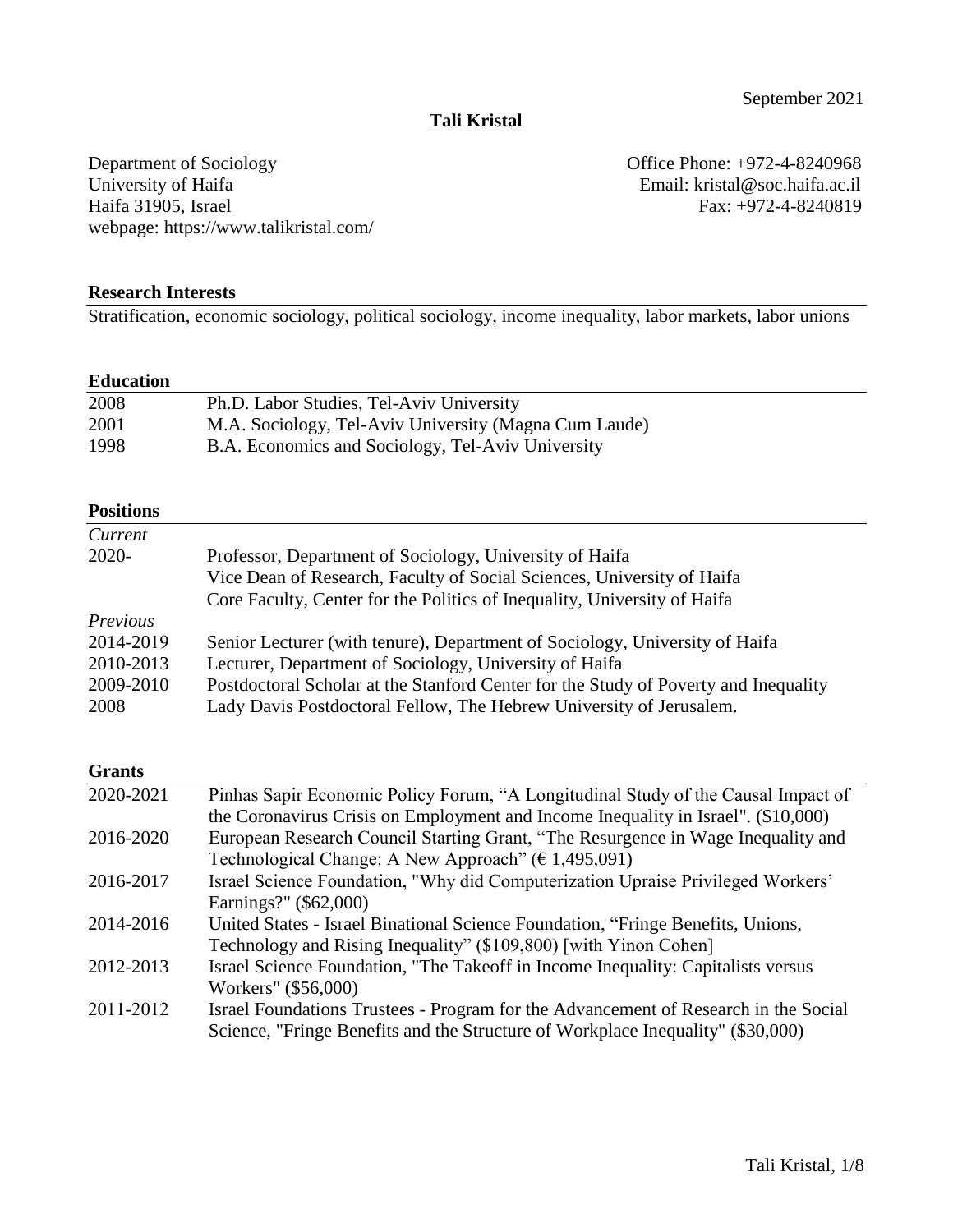September 2021

# Tali Kristal

Department of Sociology
University of Haifa
Haifa 31905, Israel
webpage: https://www.talikristal.com/

Office Phone: +972-4-8240968
Email: kristal@soc.haifa.ac.il
Fax: +972-4-8240819

## Research Interests

Stratification, economic sociology, political sociology, income inequality, labor markets, labor unions

## Education

| | |
|---|---|
| 2008 | Ph.D. Labor Studies, Tel-Aviv University |
| 2001 | M.A. Sociology, Tel-Aviv University (Magna Cum Laude) |
| 1998 | B.A. Economics and Sociology, Tel-Aviv University |

## Positions

| | |
|---|---|
| *Current* | |
| 2020- | Professor, Department of Sociology, University of Haifa |
| | Vice Dean of Research, Faculty of Social Sciences, University of Haifa |
| | Core Faculty, Center for the Politics of Inequality, University of Haifa |
| *Previous* | |
| 2014-2019 | Senior Lecturer (with tenure), Department of Sociology, University of Haifa |
| 2010-2013 | Lecturer, Department of Sociology, University of Haifa |
| 2009-2010 | Postdoctoral Scholar at the Stanford Center for the Study of Poverty and Inequality |
| 2008 | Lady Davis Postdoctoral Fellow, The Hebrew University of Jerusalem. |

## Grants

| | |
|---|---|
| 2020-2021 | Pinhas Sapir Economic Policy Forum, "A Longitudinal Study of the Causal Impact of the Coronavirus Crisis on Employment and Income Inequality in Israel". ($10,000) |
| 2016-2020 | European Research Council Starting Grant, "The Resurgence in Wage Inequality and Technological Change: A New Approach" (€ 1,495,091) |
| 2016-2017 | Israel Science Foundation, "Why did Computerization Upraise Privileged Workers' Earnings?" ($62,000) |
| 2014-2016 | United States - Israel Binational Science Foundation, "Fringe Benefits, Unions, Technology and Rising Inequality" ($109,800) [with Yinon Cohen] |
| 2012-2013 | Israel Science Foundation, "The Takeoff in Income Inequality: Capitalists versus Workers" ($56,000) |
| 2011-2012 | Israel Foundations Trustees - Program for the Advancement of Research in the Social Science, "Fringe Benefits and the Structure of Workplace Inequality" ($30,000) |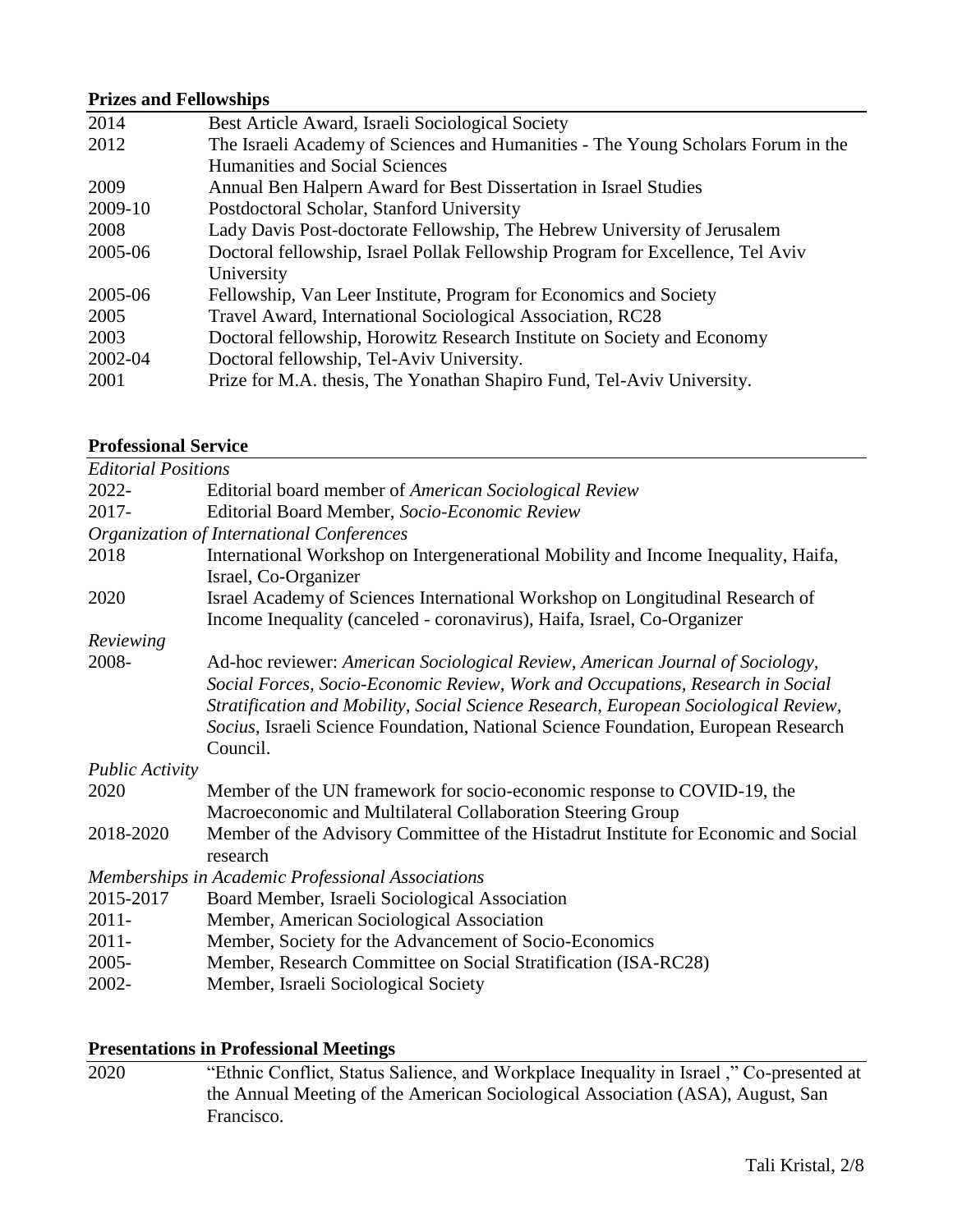## Prizes and Fellowships

| | |
|---|---|
| 2014 | Best Article Award, Israeli Sociological Society |
| 2012 | The Israeli Academy of Sciences and Humanities - The Young Scholars Forum in the Humanities and Social Sciences |
| 2009 | Annual Ben Halpern Award for Best Dissertation in Israel Studies |
| 2009-10 | Postdoctoral Scholar, Stanford University |
| 2008 | Lady Davis Post-doctorate Fellowship, The Hebrew University of Jerusalem |
| 2005-06 | Doctoral fellowship, Israel Pollak Fellowship Program for Excellence, Tel Aviv University |
| 2005-06 | Fellowship, Van Leer Institute, Program for Economics and Society |
| 2005 | Travel Award, International Sociological Association, RC28 |
| 2003 | Doctoral fellowship, Horowitz Research Institute on Society and Economy |
| 2002-04 | Doctoral fellowship, Tel-Aviv University. |
| 2001 | Prize for M.A. thesis, The Yonathan Shapiro Fund, Tel-Aviv University. |

## Professional Service

*Editorial Positions*

| | |
|---|---|
| 2022- | Editorial board member of *American Sociological Review* |
| 2017- | Editorial Board Member, *Socio-Economic Review* |

*Organization of International Conferences*

| | |
|---|---|
| 2018 | International Workshop on Intergenerational Mobility and Income Inequality, Haifa, Israel, Co-Organizer |
| 2020 | Israel Academy of Sciences International Workshop on Longitudinal Research of Income Inequality (canceled - coronavirus), Haifa, Israel, Co-Organizer |

*Reviewing*

| | |
|---|---|
| 2008- | Ad-hoc reviewer: *American Sociological Review, American Journal of Sociology, Social Forces, Socio-Economic Review, Work and Occupations, Research in Social Stratification and Mobility, Social Science Research, European Sociological Review, Socius*, Israeli Science Foundation, National Science Foundation, European Research Council. |

*Public Activity*

| | |
|---|---|
| 2020 | Member of the UN framework for socio-economic response to COVID-19, the Macroeconomic and Multilateral Collaboration Steering Group |
| 2018-2020 | Member of the Advisory Committee of the Histadrut Institute for Economic and Social research |

*Memberships in Academic Professional Associations*

| | |
|---|---|
| 2015-2017 | Board Member, Israeli Sociological Association |
| 2011- | Member, American Sociological Association |
| 2011- | Member, Society for the Advancement of Socio-Economics |
| 2005- | Member, Research Committee on Social Stratification (ISA-RC28) |
| 2002- | Member, Israeli Sociological Society |

## Presentations in Professional Meetings

| | |
|---|---|
| 2020 | "Ethnic Conflict, Status Salience, and Workplace Inequality in Israel ," Co-presented at the Annual Meeting of the American Sociological Association (ASA), August, San Francisco. |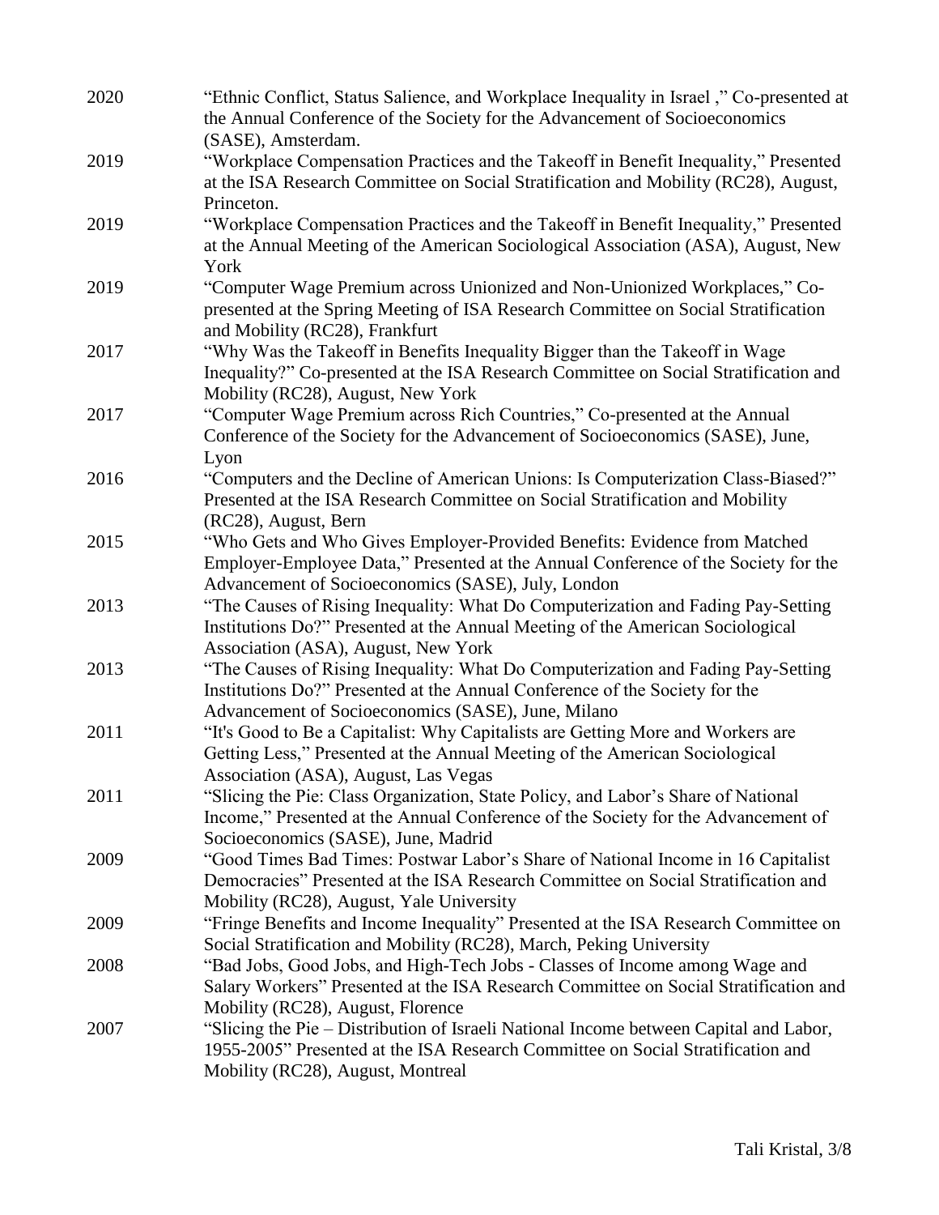2020 "Ethnic Conflict, Status Salience, and Workplace Inequality in Israel ," Co-presented at the Annual Conference of the Society for the Advancement of Socioeconomics (SASE), Amsterdam.

2019 "Workplace Compensation Practices and the Takeoff in Benefit Inequality," Presented at the ISA Research Committee on Social Stratification and Mobility (RC28), August, Princeton.

2019 "Workplace Compensation Practices and the Takeoff in Benefit Inequality," Presented at the Annual Meeting of the American Sociological Association (ASA), August, New York

2019 "Computer Wage Premium across Unionized and Non-Unionized Workplaces," Co-presented at the Spring Meeting of ISA Research Committee on Social Stratification and Mobility (RC28), Frankfurt

2017 "Why Was the Takeoff in Benefits Inequality Bigger than the Takeoff in Wage Inequality?" Co-presented at the ISA Research Committee on Social Stratification and Mobility (RC28), August, New York

2017 "Computer Wage Premium across Rich Countries," Co-presented at the Annual Conference of the Society for the Advancement of Socioeconomics (SASE), June, Lyon

2016 "Computers and the Decline of American Unions: Is Computerization Class-Biased?" Presented at the ISA Research Committee on Social Stratification and Mobility (RC28), August, Bern

2015 "Who Gets and Who Gives Employer-Provided Benefits: Evidence from Matched Employer-Employee Data," Presented at the Annual Conference of the Society for the Advancement of Socioeconomics (SASE), July, London

2013 "The Causes of Rising Inequality: What Do Computerization and Fading Pay-Setting Institutions Do?" Presented at the Annual Meeting of the American Sociological Association (ASA), August, New York

2013 "The Causes of Rising Inequality: What Do Computerization and Fading Pay-Setting Institutions Do?" Presented at the Annual Conference of the Society for the Advancement of Socioeconomics (SASE), June, Milano

2011 "It's Good to Be a Capitalist: Why Capitalists are Getting More and Workers are Getting Less," Presented at the Annual Meeting of the American Sociological Association (ASA), August, Las Vegas

2011 "Slicing the Pie: Class Organization, State Policy, and Labor's Share of National Income," Presented at the Annual Conference of the Society for the Advancement of Socioeconomics (SASE), June, Madrid

2009 "Good Times Bad Times: Postwar Labor's Share of National Income in 16 Capitalist Democracies" Presented at the ISA Research Committee on Social Stratification and Mobility (RC28), August, Yale University

2009 "Fringe Benefits and Income Inequality" Presented at the ISA Research Committee on Social Stratification and Mobility (RC28), March, Peking University

2008 "Bad Jobs, Good Jobs, and High-Tech Jobs - Classes of Income among Wage and Salary Workers" Presented at the ISA Research Committee on Social Stratification and Mobility (RC28), August, Florence

2007 "Slicing the Pie – Distribution of Israeli National Income between Capital and Labor, 1955-2005" Presented at the ISA Research Committee on Social Stratification and Mobility (RC28), August, Montreal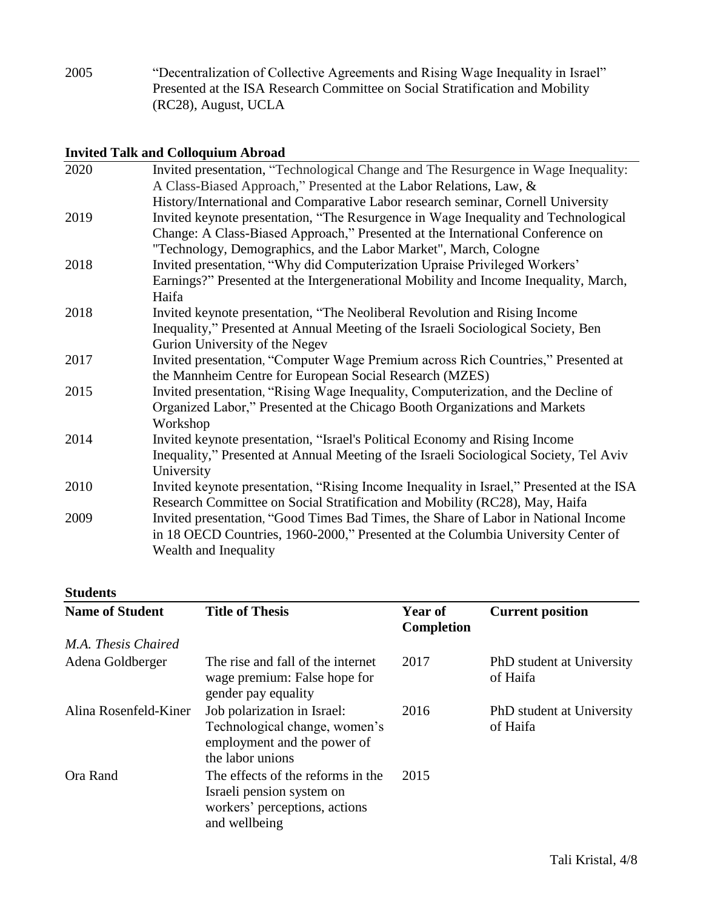2005 "Decentralization of Collective Agreements and Rising Wage Inequality in Israel" Presented at the ISA Research Committee on Social Stratification and Mobility (RC28), August, UCLA

## Invited Talk and Colloquium Abroad

| | |
|---|---|
| 2020 | Invited presentation, "Technological Change and The Resurgence in Wage Inequality: A Class-Biased Approach," Presented at the Labor Relations, Law, & History/International and Comparative Labor research seminar, Cornell University |
| 2019 | Invited keynote presentation, "The Resurgence in Wage Inequality and Technological Change: A Class-Biased Approach," Presented at the International Conference on "Technology, Demographics, and the Labor Market", March, Cologne |
| 2018 | Invited presentation, "Why did Computerization Upraise Privileged Workers' Earnings?" Presented at the Intergenerational Mobility and Income Inequality, March, Haifa |
| 2018 | Invited keynote presentation, "The Neoliberal Revolution and Rising Income Inequality," Presented at Annual Meeting of the Israeli Sociological Society, Ben Gurion University of the Negev |
| 2017 | Invited presentation, "Computer Wage Premium across Rich Countries," Presented at the Mannheim Centre for European Social Research (MZES) |
| 2015 | Invited presentation, "Rising Wage Inequality, Computerization, and the Decline of Organized Labor," Presented at the Chicago Booth Organizations and Markets Workshop |
| 2014 | Invited keynote presentation, "Israel's Political Economy and Rising Income Inequality," Presented at Annual Meeting of the Israeli Sociological Society, Tel Aviv University |
| 2010 | Invited keynote presentation, "Rising Income Inequality in Israel," Presented at the ISA Research Committee on Social Stratification and Mobility (RC28), May, Haifa |
| 2009 | Invited presentation, "Good Times Bad Times, the Share of Labor in National Income in 18 OECD Countries, 1960-2000," Presented at the Columbia University Center of Wealth and Inequality |

## Students

| Name of Student | Title of Thesis | Year of Completion | Current position |
|---|---|---|---|
| *M.A. Thesis Chaired* | | | |
| Adena Goldberger | The rise and fall of the internet wage premium: False hope for gender pay equality | 2017 | PhD student at University of Haifa |
| Alina Rosenfeld-Kiner | Job polarization in Israel: Technological change, women's employment and the power of the labor unions | 2016 | PhD student at University of Haifa |
| Ora Rand | The effects of the reforms in the Israeli pension system on workers' perceptions, actions and wellbeing | 2015 | |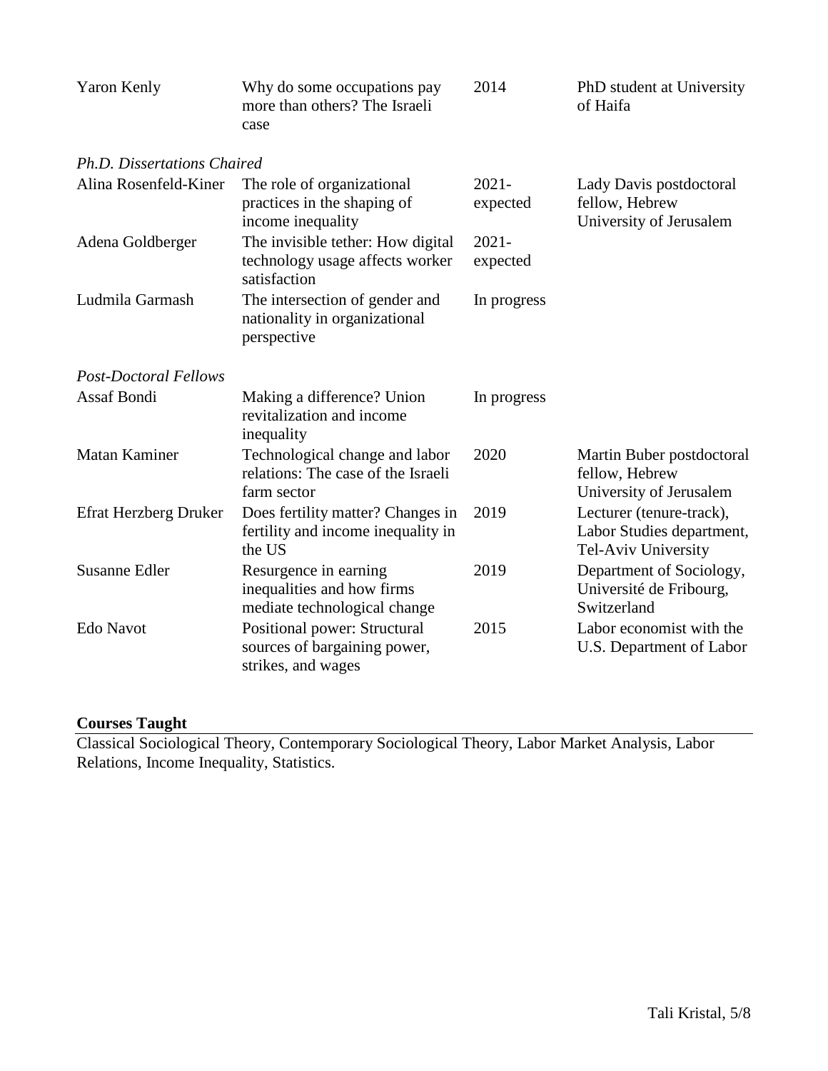| | | | |
|---|---|---|---|
| Yaron Kenly | Why do some occupations pay more than others? The Israeli case | 2014 | PhD student at University of Haifa |
| *Ph.D. Dissertations Chaired* | | | |
| Alina Rosenfeld-Kiner | The role of organizational practices in the shaping of income inequality | 2021-expected | Lady Davis postdoctoral fellow, Hebrew University of Jerusalem |
| Adena Goldberger | The invisible tether: How digital technology usage affects worker satisfaction | 2021-expected | |
| Ludmila Garmash | The intersection of gender and nationality in organizational perspective | In progress | |
| *Post-Doctoral Fellows* | | | |
| Assaf Bondi | Making a difference? Union revitalization and income inequality | In progress | |
| Matan Kaminer | Technological change and labor relations: The case of the Israeli farm sector | 2020 | Martin Buber postdoctoral fellow, Hebrew University of Jerusalem |
| Efrat Herzberg Druker | Does fertility matter? Changes in fertility and income inequality in the US | 2019 | Lecturer (tenure-track), Labor Studies department, Tel-Aviv University |
| Susanne Edler | Resurgence in earning inequalities and how firms mediate technological change | 2019 | Department of Sociology, Université de Fribourg, Switzerland |
| Edo Navot | Positional power: Structural sources of bargaining power, strikes, and wages | 2015 | Labor economist with the U.S. Department of Labor |

**Courses Taught**

Classical Sociological Theory, Contemporary Sociological Theory, Labor Market Analysis, Labor Relations, Income Inequality, Statistics.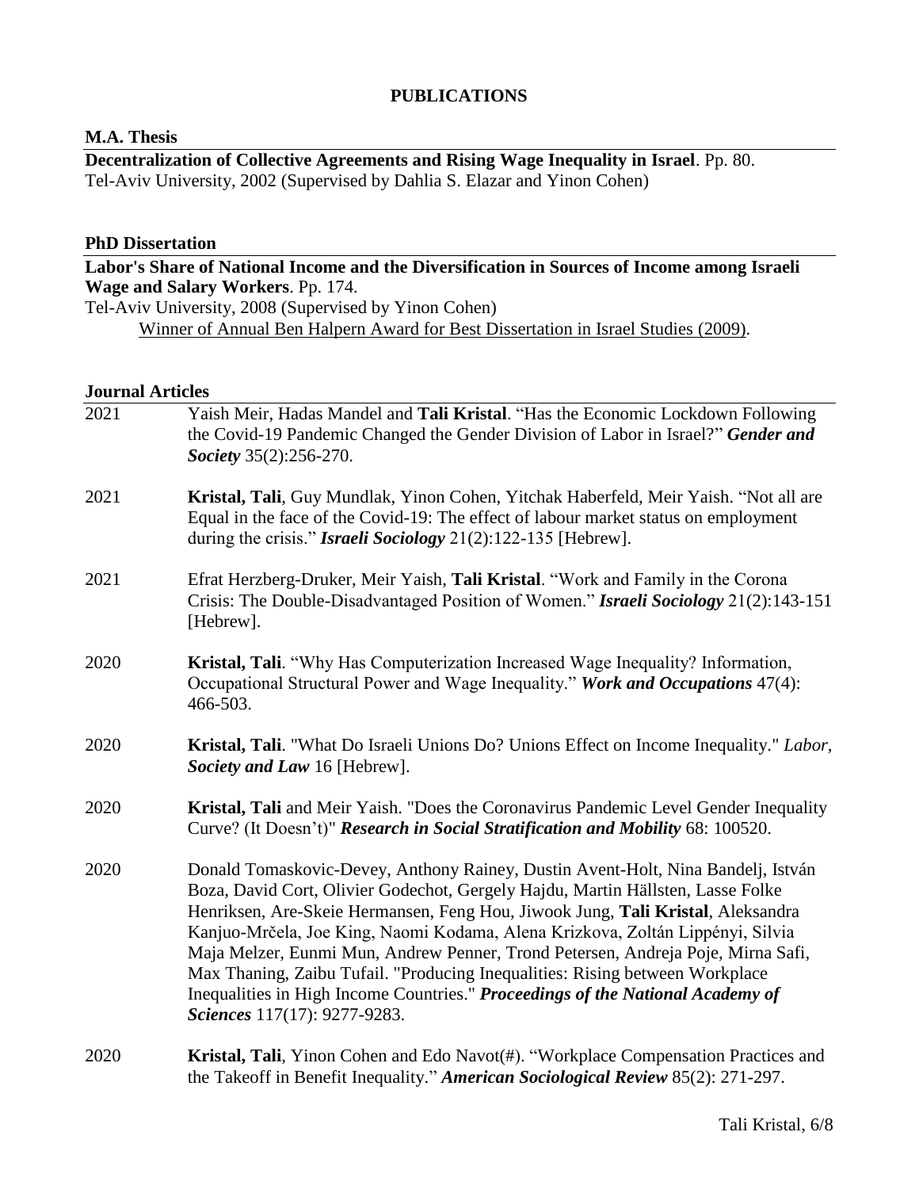# PUBLICATIONS

## M.A. Thesis

**Decentralization of Collective Agreements and Rising Wage Inequality in Israel**. Pp. 80.
Tel-Aviv University, 2002 (Supervised by Dahlia S. Elazar and Yinon Cohen)

## PhD Dissertation

**Labor's Share of National Income and the Diversification in Sources of Income among Israeli Wage and Salary Workers**. Pp. 174.
Tel-Aviv University, 2008 (Supervised by Yinon Cohen)
Winner of Annual Ben Halpern Award for Best Dissertation in Israel Studies (2009).

## Journal Articles

2021 Yaish Meir, Hadas Mandel and **Tali Kristal**. "Has the Economic Lockdown Following the Covid-19 Pandemic Changed the Gender Division of Labor in Israel?" ***Gender and Society*** 35(2):256-270.

2021 **Kristal, Tali**, Guy Mundlak, Yinon Cohen, Yitchak Haberfeld, Meir Yaish. "Not all are Equal in the face of the Covid-19: The effect of labour market status on employment during the crisis." ***Israeli Sociology*** 21(2):122-135 [Hebrew].

2021 Efrat Herzberg-Druker, Meir Yaish, **Tali Kristal**. "Work and Family in the Corona Crisis: The Double-Disadvantaged Position of Women." ***Israeli Sociology*** 21(2):143-151 [Hebrew].

2020 **Kristal, Tali**. "Why Has Computerization Increased Wage Inequality? Information, Occupational Structural Power and Wage Inequality." ***Work and Occupations*** 47(4): 466-503.

2020 **Kristal, Tali**. "What Do Israeli Unions Do? Unions Effect on Income Inequality." *Labor, **Society and Law*** 16 [Hebrew].

2020 **Kristal, Tali** and Meir Yaish. "Does the Coronavirus Pandemic Level Gender Inequality Curve? (It Doesn't)" ***Research in Social Stratification and Mobility*** 68: 100520.

2020 Donald Tomaskovic-Devey, Anthony Rainey, Dustin Avent-Holt, Nina Bandelj, István Boza, David Cort, Olivier Godechot, Gergely Hajdu, Martin Hällsten, Lasse Folke Henriksen, Are-Skeie Hermansen, Feng Hou, Jiwook Jung, **Tali Kristal**, Aleksandra Kanjuo-Mrčela, Joe King, Naomi Kodama, Alena Krizkova, Zoltán Lippényi, Silvia Maja Melzer, Eunmi Mun, Andrew Penner, Trond Petersen, Andreja Poje, Mirna Safi, Max Thaning, Zaibu Tufail. "Producing Inequalities: Rising between Workplace Inequalities in High Income Countries." ***Proceedings of the National Academy of Sciences*** 117(17): 9277-9283.

2020 **Kristal, Tali**, Yinon Cohen and Edo Navot(#). "Workplace Compensation Practices and the Takeoff in Benefit Inequality." ***American Sociological Review*** 85(2): 271-297.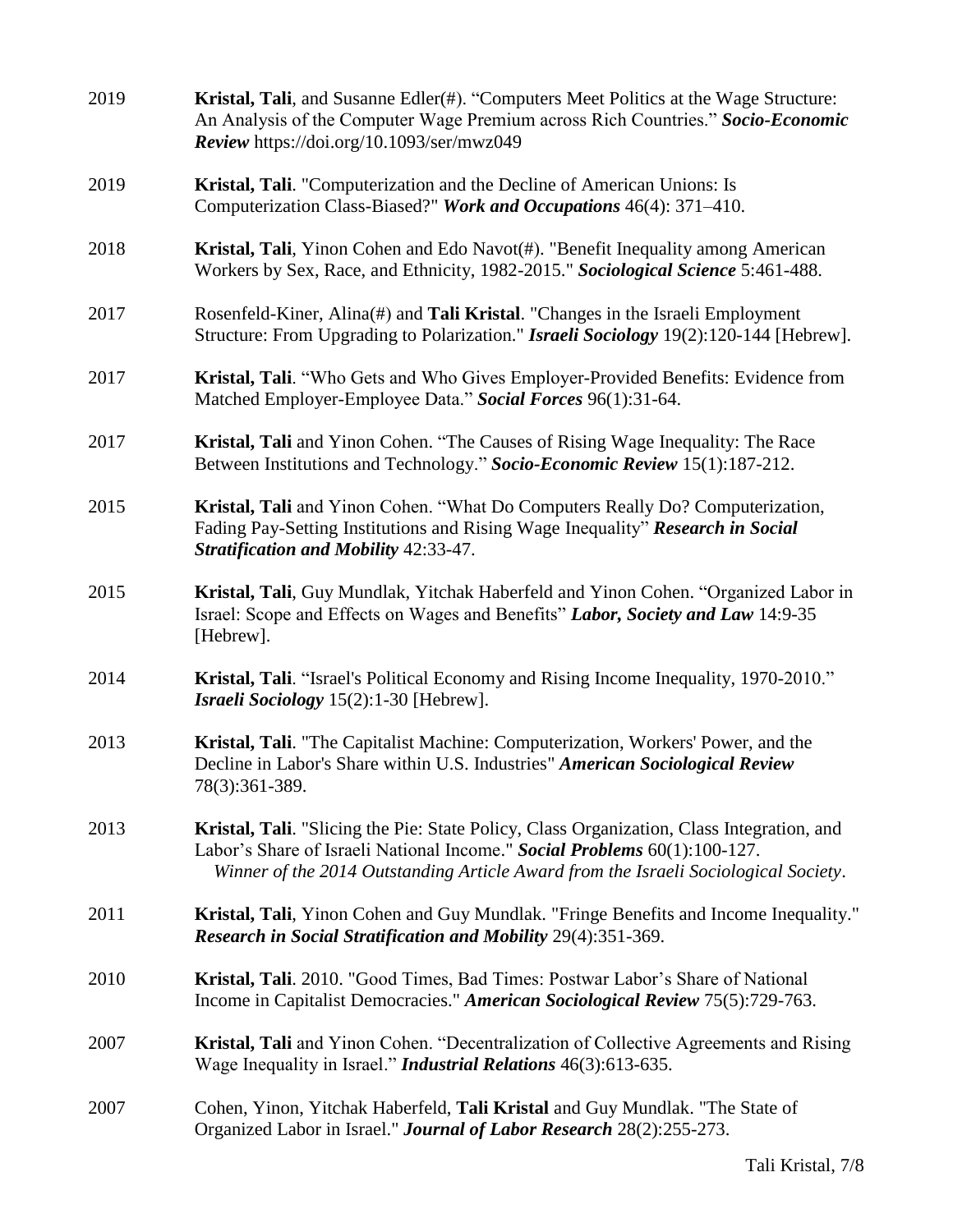2019 **Kristal, Tali**, and Susanne Edler(#). “Computers Meet Politics at the Wage Structure: An Analysis of the Computer Wage Premium across Rich Countries.” ***Socio-Economic Review*** https://doi.org/10.1093/ser/mwz049

2019 **Kristal, Tali**. "Computerization and the Decline of American Unions: Is Computerization Class-Biased?" ***Work and Occupations*** 46(4): 371–410.

2018 **Kristal, Tali**, Yinon Cohen and Edo Navot(#). "Benefit Inequality among American Workers by Sex, Race, and Ethnicity, 1982-2015." ***Sociological Science*** 5:461-488.

2017 Rosenfeld-Kiner, Alina(#) and **Tali Kristal**. "Changes in the Israeli Employment Structure: From Upgrading to Polarization." ***Israeli Sociology*** 19(2):120-144 [Hebrew].

2017 **Kristal, Tali**. “Who Gets and Who Gives Employer-Provided Benefits: Evidence from Matched Employer-Employee Data.” ***Social Forces*** 96(1):31-64.

2017 **Kristal, Tali** and Yinon Cohen. “The Causes of Rising Wage Inequality: The Race Between Institutions and Technology.” ***Socio-Economic Review*** 15(1):187-212.

2015 **Kristal, Tali** and Yinon Cohen. “What Do Computers Really Do? Computerization, Fading Pay-Setting Institutions and Rising Wage Inequality” ***Research in Social Stratification and Mobility*** 42:33-47.

2015 **Kristal, Tali**, Guy Mundlak, Yitchak Haberfeld and Yinon Cohen. “Organized Labor in Israel: Scope and Effects on Wages and Benefits” ***Labor, Society and Law*** 14:9-35 [Hebrew].

2014 **Kristal, Tali**. “Israel's Political Economy and Rising Income Inequality, 1970-2010.” ***Israeli Sociology*** 15(2):1-30 [Hebrew].

2013 **Kristal, Tali**. "The Capitalist Machine: Computerization, Workers' Power, and the Decline in Labor's Share within U.S. Industries" ***American Sociological Review*** 78(3):361-389.

2013 **Kristal, Tali**. "Slicing the Pie: State Policy, Class Organization, Class Integration, and Labor’s Share of Israeli National Income." ***Social Problems*** 60(1):100-127.
*Winner of the 2014 Outstanding Article Award from the Israeli Sociological Society*.

2011 **Kristal, Tali**, Yinon Cohen and Guy Mundlak. "Fringe Benefits and Income Inequality." ***Research in Social Stratification and Mobility*** 29(4):351-369.

2010 **Kristal, Tali**. 2010. "Good Times, Bad Times: Postwar Labor’s Share of National Income in Capitalist Democracies." ***American Sociological Review*** 75(5):729-763.

2007 **Kristal, Tali** and Yinon Cohen. “Decentralization of Collective Agreements and Rising Wage Inequality in Israel.” ***Industrial Relations*** 46(3):613-635.

2007 Cohen, Yinon, Yitchak Haberfeld, **Tali Kristal** and Guy Mundlak. "The State of Organized Labor in Israel." ***Journal of Labor Research*** 28(2):255-273.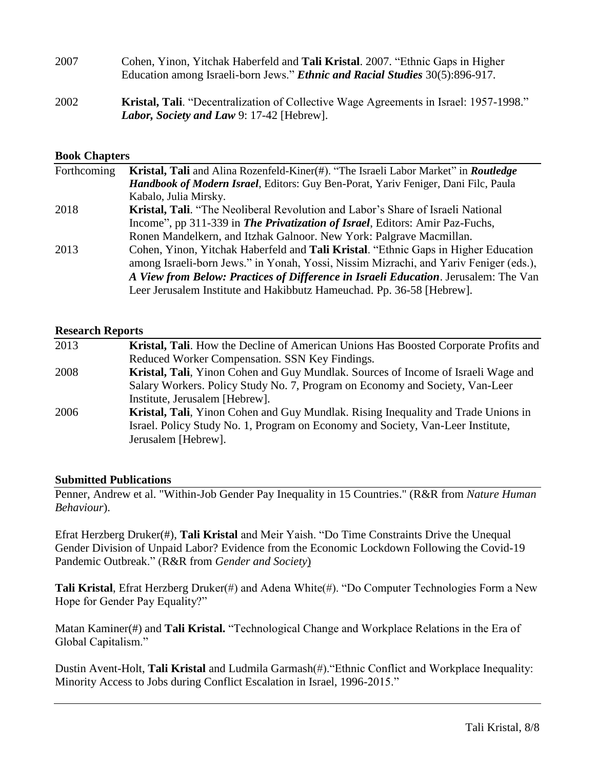2007 Cohen, Yinon, Yitchak Haberfeld and **Tali Kristal**. 2007. "Ethnic Gaps in Higher Education among Israeli-born Jews." ***Ethnic and Racial Studies*** 30(5):896-917.

2002 **Kristal, Tali**. "Decentralization of Collective Wage Agreements in Israel: 1957-1998." ***Labor, Society and Law*** 9: 17-42 [Hebrew].

## Book Chapters

| | |
|---|---|
| Forthcoming | **Kristal, Tali** and Alina Rozenfeld-Kiner(#). "The Israeli Labor Market" in ***Routledge Handbook of Modern Israel***, Editors: Guy Ben-Porat, Yariv Feniger, Dani Filc, Paula Kabalo, Julia Mirsky. |
| 2018 | **Kristal, Tali**. "The Neoliberal Revolution and Labor's Share of Israeli National Income", pp 311-339 in ***The Privatization of Israel***, Editors: Amir Paz-Fuchs, Ronen Mandelkern, and Itzhak Galnoor. New York: Palgrave Macmillan. |
| 2013 | Cohen, Yinon, Yitchak Haberfeld and **Tali Kristal**. "Ethnic Gaps in Higher Education among Israeli-born Jews." in Yonah, Yossi, Nissim Mizrachi, and Yariv Feniger (eds.), ***A View from Below: Practices of Difference in Israeli Education***. Jerusalem: The Van Leer Jerusalem Institute and Hakibbutz Hameuchad. Pp. 36-58 [Hebrew]. |

## Research Reports

| | |
|---|---|
| 2013 | **Kristal, Tali**. How the Decline of American Unions Has Boosted Corporate Profits and Reduced Worker Compensation. SSN Key Findings. |
| 2008 | **Kristal, Tali**, Yinon Cohen and Guy Mundlak. Sources of Income of Israeli Wage and Salary Workers. Policy Study No. 7, Program on Economy and Society, Van-Leer Institute, Jerusalem [Hebrew]. |
| 2006 | **Kristal, Tali**, Yinon Cohen and Guy Mundlak. Rising Inequality and Trade Unions in Israel. Policy Study No. 1, Program on Economy and Society, Van-Leer Institute, Jerusalem [Hebrew]. |

## Submitted Publications

Penner, Andrew et al. "Within-Job Gender Pay Inequality in 15 Countries." (R&R from *Nature Human Behaviour*).

Efrat Herzberg Druker(#), **Tali Kristal** and Meir Yaish. "Do Time Constraints Drive the Unequal Gender Division of Unpaid Labor? Evidence from the Economic Lockdown Following the Covid-19 Pandemic Outbreak." (R&R from *Gender and Society*)

**Tali Kristal**, Efrat Herzberg Druker(#) and Adena White(#). "Do Computer Technologies Form a New Hope for Gender Pay Equality?"

Matan Kaminer(#) and **Tali Kristal.** "Technological Change and Workplace Relations in the Era of Global Capitalism."

Dustin Avent-Holt, **Tali Kristal** and Ludmila Garmash(#)."Ethnic Conflict and Workplace Inequality: Minority Access to Jobs during Conflict Escalation in Israel, 1996-2015."